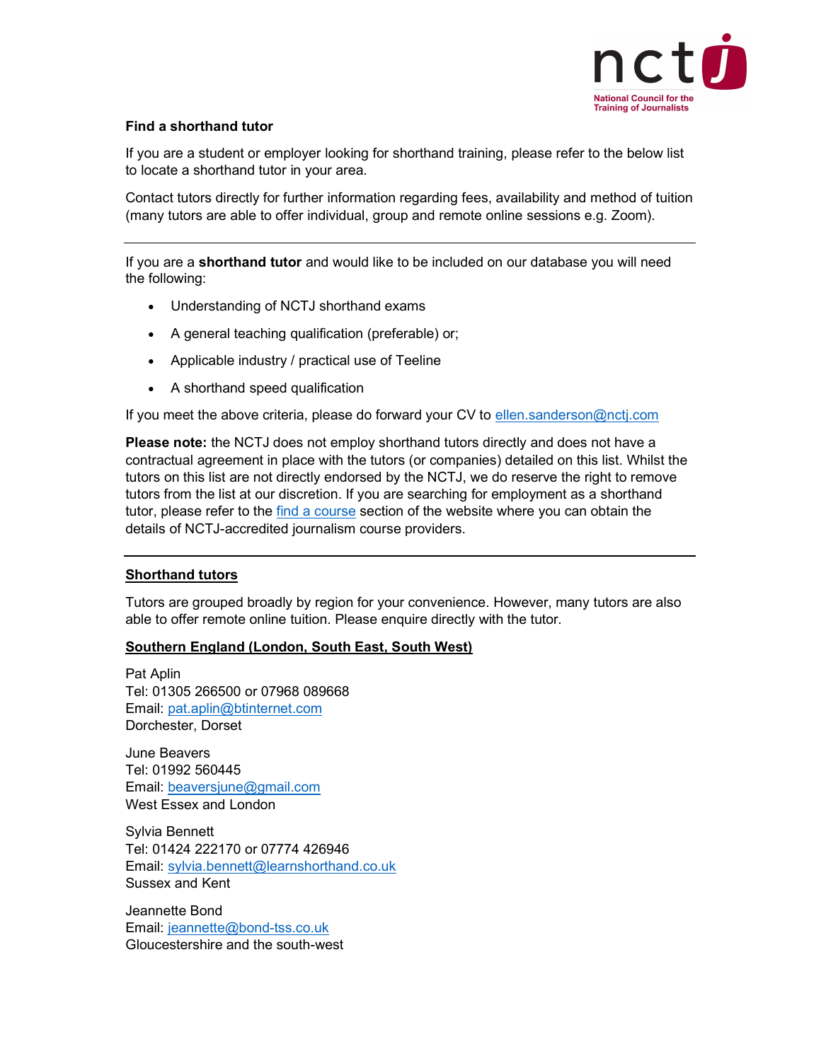## Find a shorthand tutor

If you are a student or employer looking for shorthand training, please refer to the below list to locate a shorthand tutor in your area.

Contact tutors directly for further information regarding fees, availability and method of tuition (many tutors are able to offer individual, group and remote online sessions e.g. Zoom).

---

If you are a **shorthand tutor** and would like to be included on our database you will need the following:

- Understanding of NCTJ shorthand exams
- A general teaching qualification (preferable) or;
- Applicable industry / practical use of Teeline
- A shorthand speed qualification

If you meet the above criteria, please do forward your CV to ellen.sanderson@nctj.com

**Please note:** the NCTJ does not employ shorthand tutors directly and does not have a contractual agreement in place with the tutors (or companies) detailed on this list. Whilst the tutors on this list are not directly endorsed by the NCTJ, we do reserve the right to remove tutors from the list at our discretion. If you are searching for employment as a shorthand tutor, please refer to the find a course section of the website where you can obtain the details of NCTJ-accredited journalism course providers.

---

## Shorthand tutors

Tutors are grouped broadly by region for your convenience. However, many tutors are also able to offer remote online tuition. Please enquire directly with the tutor.

### Southern England (London, South East, South West)

Pat Aplin
Tel: 01305 266500 or 07968 089668
Email: pat.aplin@btinternet.com
Dorchester, Dorset

June Beavers
Tel: 01992 560445
Email: beaversjune@gmail.com
West Essex and London

Sylvia Bennett
Tel: 01424 222170 or 07774 426946
Email: sylvia.bennett@learnshorthand.co.uk
Sussex and Kent

Jeannette Bond
Email: jeannette@bond-tss.co.uk
Gloucestershire and the south-west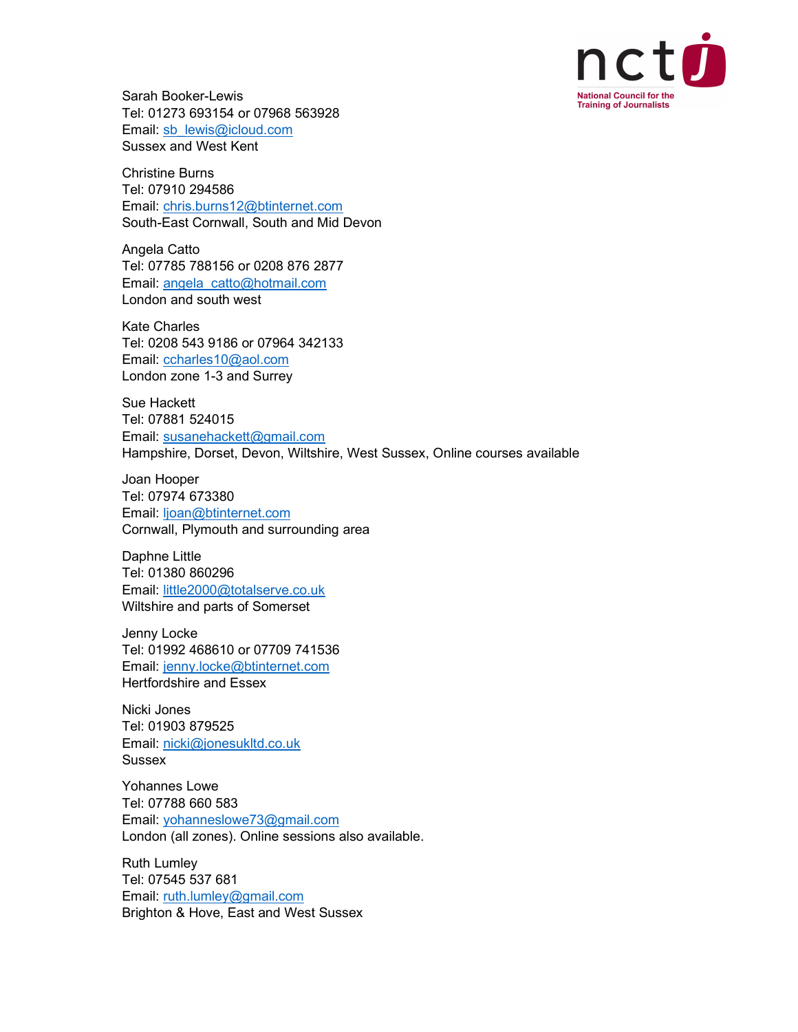Sarah Booker-Lewis
Tel: 01273 693154 or 07968 563928
Email: sb_lewis@icloud.com
Sussex and West Kent

Christine Burns
Tel: 07910 294586
Email: chris.burns12@btinternet.com
South-East Cornwall, South and Mid Devon

Angela Catto
Tel: 07785 788156 or 0208 876 2877
Email: angela_catto@hotmail.com
London and south west

Kate Charles
Tel: 0208 543 9186 or 07964 342133
Email: ccharles10@aol.com
London zone 1-3 and Surrey

Sue Hackett
Tel: 07881 524015
Email: susanehackett@gmail.com
Hampshire, Dorset, Devon, Wiltshire, West Sussex, Online courses available

Joan Hooper
Tel: 07974 673380
Email: ljoan@btinternet.com
Cornwall, Plymouth and surrounding area

Daphne Little
Tel: 01380 860296
Email: little2000@totalserve.co.uk
Wiltshire and parts of Somerset

Jenny Locke
Tel: 01992 468610 or 07709 741536
Email: jenny.locke@btinternet.com
Hertfordshire and Essex

Nicki Jones
Tel: 01903 879525
Email: nicki@jonesukltd.co.uk
Sussex

Yohannes Lowe
Tel: 07788 660 583
Email: yohanneslowe73@gmail.com
London (all zones). Online sessions also available.

Ruth Lumley
Tel: 07545 537 681
Email: ruth.lumley@gmail.com
Brighton & Hove, East and West Sussex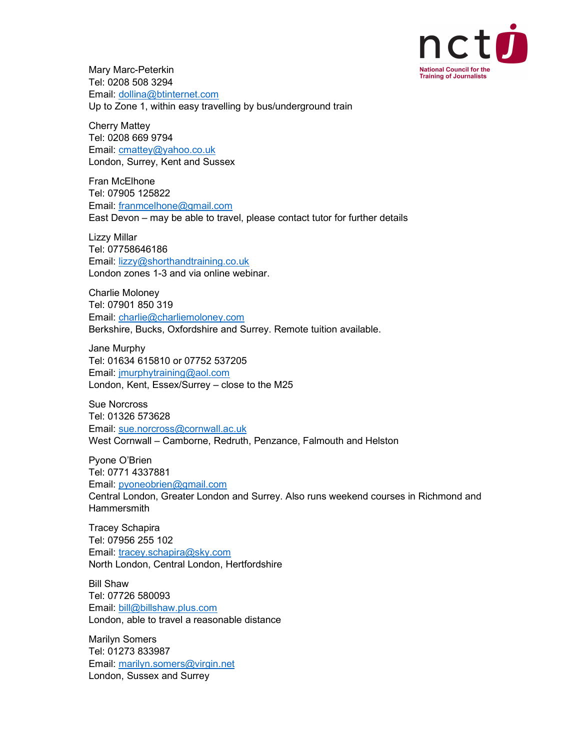Mary Marc-Peterkin
Tel: 0208 508 3294
Email: dollina@btinternet.com
Up to Zone 1, within easy travelling by bus/underground train

Cherry Mattey
Tel: 0208 669 9794
Email: cmattey@yahoo.co.uk
London, Surrey, Kent and Sussex

Fran McElhone
Tel: 07905 125822
Email: franmcelhone@gmail.com
East Devon – may be able to travel, please contact tutor for further details

Lizzy Millar
Tel: 07758646186
Email: lizzy@shorthandtraining.co.uk
London zones 1-3 and via online webinar.

Charlie Moloney
Tel: 07901 850 319
Email: charlie@charliemoloney.com
Berkshire, Bucks, Oxfordshire and Surrey. Remote tuition available.

Jane Murphy
Tel: 01634 615810 or 07752 537205
Email: jmurphytraining@aol.com
London, Kent, Essex/Surrey – close to the M25

Sue Norcross
Tel: 01326 573628
Email: sue.norcross@cornwall.ac.uk
West Cornwall – Camborne, Redruth, Penzance, Falmouth and Helston

Pyone O'Brien
Tel: 0771 4337881
Email: pyoneobrien@gmail.com
Central London, Greater London and Surrey. Also runs weekend courses in Richmond and Hammersmith

Tracey Schapira
Tel: 07956 255 102
Email: tracey.schapira@sky.com
North London, Central London, Hertfordshire

Bill Shaw
Tel: 07726 580093
Email: bill@billshaw.plus.com
London, able to travel a reasonable distance

Marilyn Somers
Tel: 01273 833987
Email: marilyn.somers@virgin.net
London, Sussex and Surrey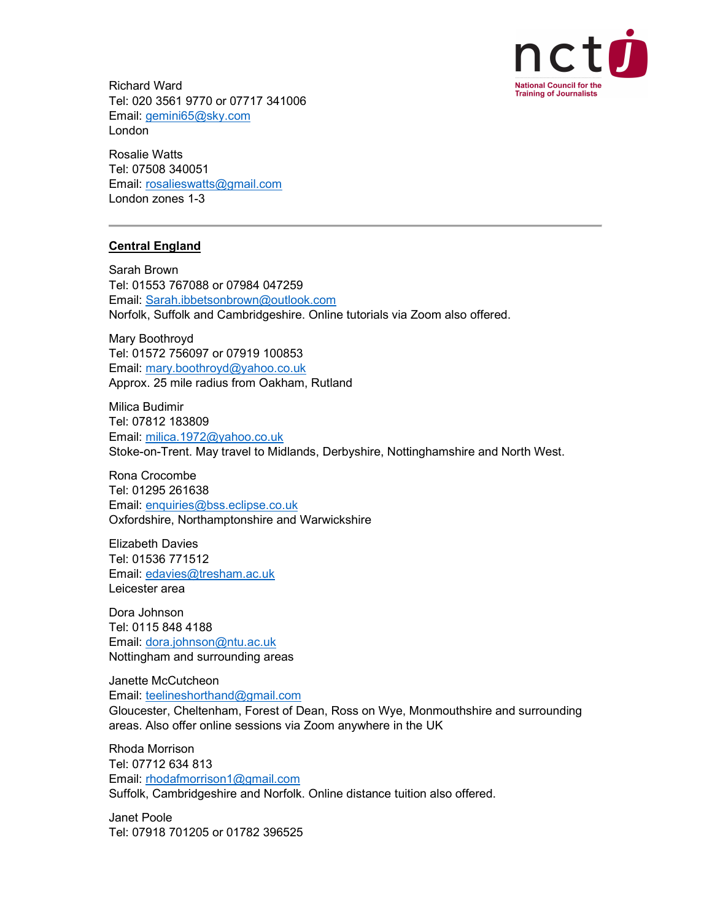Richard Ward
Tel: 020 3561 9770 or 07717 341006
Email: gemini65@sky.com
London

Rosalie Watts
Tel: 07508 340051
Email: rosalieswatts@gmail.com
London zones 1-3

---

**Central England**

Sarah Brown
Tel: 01553 767088 or 07984 047259
Email: Sarah.ibbetsonbrown@outlook.com
Norfolk, Suffolk and Cambridgeshire. Online tutorials via Zoom also offered.

Mary Boothroyd
Tel: 01572 756097 or 07919 100853
Email: mary.boothroyd@yahoo.co.uk
Approx. 25 mile radius from Oakham, Rutland

Milica Budimir
Tel: 07812 183809
Email: milica.1972@yahoo.co.uk
Stoke-on-Trent. May travel to Midlands, Derbyshire, Nottinghamshire and North West.

Rona Crocombe
Tel: 01295 261638
Email: enquiries@bss.eclipse.co.uk
Oxfordshire, Northamptonshire and Warwickshire

Elizabeth Davies
Tel: 01536 771512
Email: edavies@tresham.ac.uk
Leicester area

Dora Johnson
Tel: 0115 848 4188
Email: dora.johnson@ntu.ac.uk
Nottingham and surrounding areas

Janette McCutcheon
Email: teelineshorthand@gmail.com
Gloucester, Cheltenham, Forest of Dean, Ross on Wye, Monmouthshire and surrounding areas. Also offer online sessions via Zoom anywhere in the UK

Rhoda Morrison
Tel: 07712 634 813
Email: rhodafmorrison1@gmail.com
Suffolk, Cambridgeshire and Norfolk. Online distance tuition also offered.

Janet Poole
Tel: 07918 701205 or 01782 396525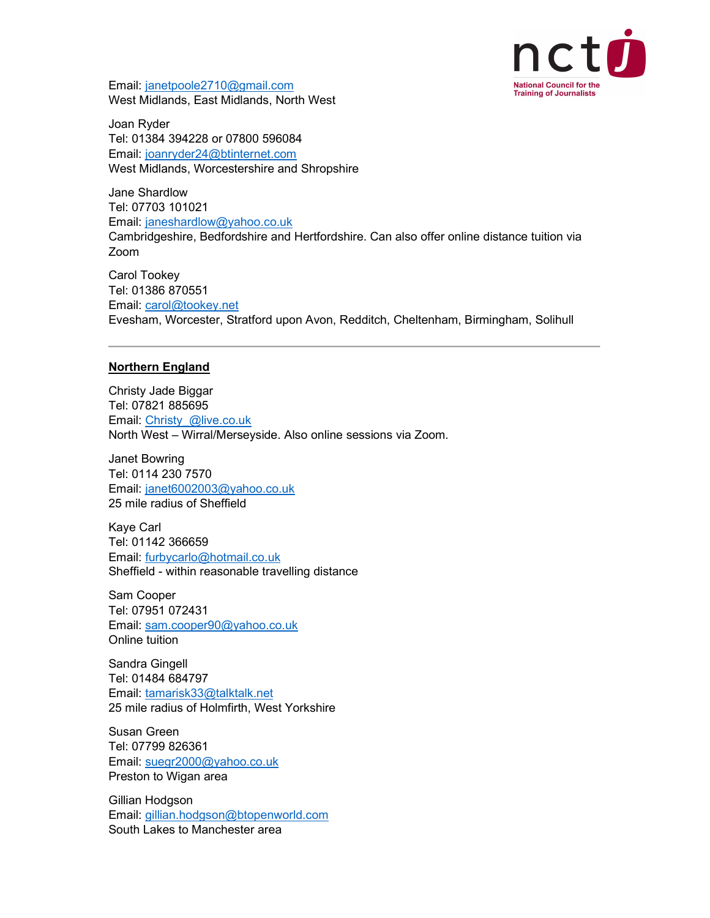Email: janetpoole2710@gmail.com
West Midlands, East Midlands, North West

Joan Ryder
Tel: 01384 394228 or 07800 596084
Email: joanryder24@btinternet.com
West Midlands, Worcestershire and Shropshire

Jane Shardlow
Tel: 07703 101021
Email: janeshardlow@yahoo.co.uk
Cambridgeshire, Bedfordshire and Hertfordshire. Can also offer online distance tuition via Zoom

Carol Tookey
Tel: 01386 870551
Email: carol@tookey.net
Evesham, Worcester, Stratford upon Avon, Redditch, Cheltenham, Birmingham, Solihull

---

## Northern England

Christy Jade Biggar
Tel: 07821 885695
Email: Christy_@live.co.uk
North West – Wirral/Merseyside. Also online sessions via Zoom.

Janet Bowring
Tel: 0114 230 7570
Email: janet6002003@yahoo.co.uk
25 mile radius of Sheffield

Kaye Carl
Tel: 01142 366659
Email: furbycarlo@hotmail.co.uk
Sheffield - within reasonable travelling distance

Sam Cooper
Tel: 07951 072431
Email: sam.cooper90@yahoo.co.uk
Online tuition

Sandra Gingell
Tel: 01484 684797
Email: tamarisk33@talktalk.net
25 mile radius of Holmfirth, West Yorkshire

Susan Green
Tel: 07799 826361
Email: suegr2000@yahoo.co.uk
Preston to Wigan area

Gillian Hodgson
Email: gillian.hodgson@btopenworld.com
South Lakes to Manchester area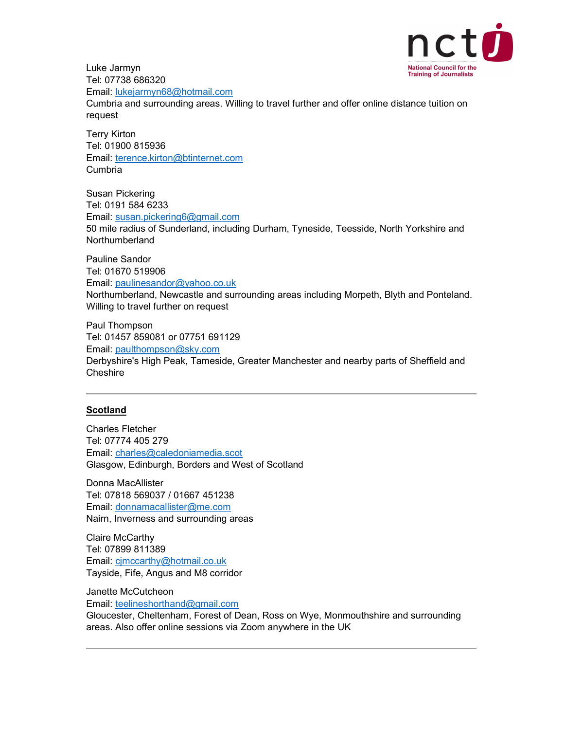Luke Jarmyn
Tel: 07738 686320
Email: lukejarmyn68@hotmail.com
Cumbria and surrounding areas. Willing to travel further and offer online distance tuition on request

Terry Kirton
Tel: 01900 815936
Email: terence.kirton@btinternet.com
Cumbria

Susan Pickering
Tel: 0191 584 6233
Email: susan.pickering6@gmail.com
50 mile radius of Sunderland, including Durham, Tyneside, Teesside, North Yorkshire and Northumberland

Pauline Sandor
Tel: 01670 519906
Email: paulinesandor@yahoo.co.uk
Northumberland, Newcastle and surrounding areas including Morpeth, Blyth and Ponteland. Willing to travel further on request

Paul Thompson
Tel: 01457 859081 or 07751 691129
Email: paulthompson@sky.com
Derbyshire's High Peak, Tameside, Greater Manchester and nearby parts of Sheffield and Cheshire

---

## Scotland

Charles Fletcher
Tel: 07774 405 279
Email: charles@caledoniamedia.scot
Glasgow, Edinburgh, Borders and West of Scotland

Donna MacAllister
Tel: 07818 569037 / 01667 451238
Email: donnamacallister@me.com
Nairn, Inverness and surrounding areas

Claire McCarthy
Tel: 07899 811389
Email: cjmccarthy@hotmail.co.uk
Tayside, Fife, Angus and M8 corridor

Janette McCutcheon
Email: teelineshorthand@gmail.com
Gloucester, Cheltenham, Forest of Dean, Ross on Wye, Monmouthshire and surrounding areas. Also offer online sessions via Zoom anywhere in the UK

---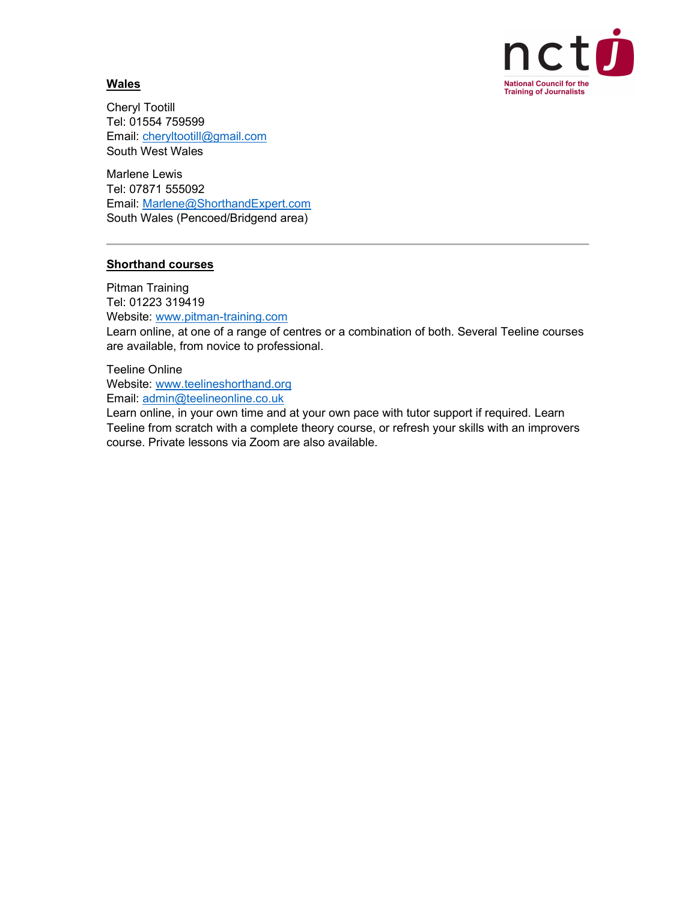## Wales

Cheryl Tootill
Tel: 01554 759599
Email: cheryltootill@gmail.com
South West Wales

Marlene Lewis
Tel: 07871 555092
Email: Marlene@ShorthandExpert.com
South Wales (Pencoed/Bridgend area)

---

## Shorthand courses

Pitman Training
Tel: 01223 319419
Website: www.pitman-training.com
Learn online, at one of a range of centres or a combination of both. Several Teeline courses are available, from novice to professional.

Teeline Online
Website: www.teelineshorthand.org
Email: admin@teelineonline.co.uk
Learn online, in your own time and at your own pace with tutor support if required. Learn Teeline from scratch with a complete theory course, or refresh your skills with an improvers course. Private lessons via Zoom are also available.